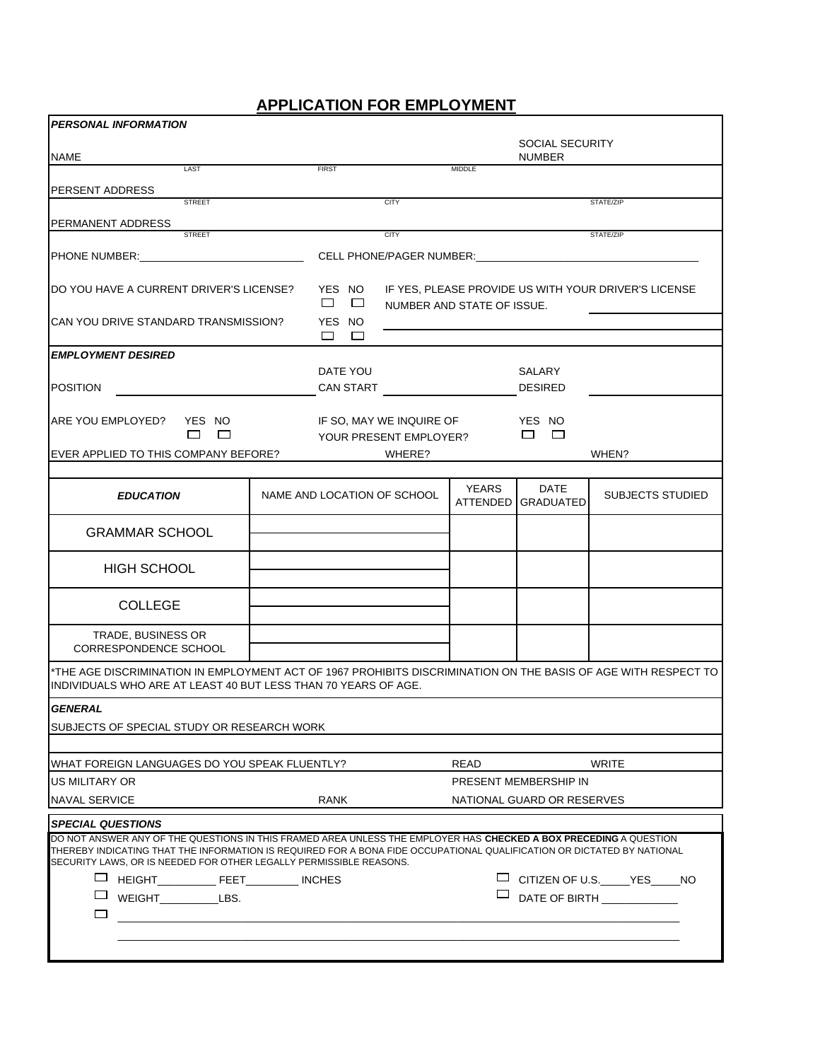# APPLICATION FOR EMPLOYMENT

***PERSONAL INFORMATION***

NAME ______________________ (LAST) ______________________ (FIRST) ______________________ (MIDDLE) SOCIAL SECURITY NUMBER ______________________

PERSENT ADDRESS ______________________ (STREET) ______________________ (CITY) ______________________ (STATE/ZIP)

PERMANENT ADDRESS ______________________ (STREET) ______________________ (CITY) ______________________ (STATE/ZIP)

PHONE NUMBER: ______________________ CELL PHONE/PAGER NUMBER: ______________________

DO YOU HAVE A CURRENT DRIVER'S LICENSE? YES ☐ NO ☐ IF YES, PLEASE PROVIDE US WITH YOUR DRIVER'S LICENSE NUMBER AND STATE OF ISSUE. ______________________

CAN YOU DRIVE STANDARD TRANSMISSION? YES ☐ NO ☐ ______________________

***EMPLOYMENT DESIRED***

POSITION ______________________ DATE YOU CAN START ______________________ SALARY DESIRED ______________________

ARE YOU EMPLOYED? YES ☐ NO ☐ IF SO, MAY WE INQUIRE OF YOUR PRESENT EMPLOYER? YES ☐ NO ☐

EVER APPLIED TO THIS COMPANY BEFORE? WHERE? WHEN?

| ***EDUCATION*** | NAME AND LOCATION OF SCHOOL | YEARS ATTENDED | DATE GRADUATED | SUBJECTS STUDIED |
|---|---|---|---|---|
| GRAMMAR SCHOOL | | | | |
| HIGH SCHOOL | | | | |
| COLLEGE | | | | |
| TRADE, BUSINESS OR CORRESPONDENCE SCHOOL | | | | |

*THE AGE DISCRIMINATION IN EMPLOYMENT ACT OF 1967 PROHIBITS DISCRIMINATION ON THE BASIS OF AGE WITH RESPECT TO INDIVIDUALS WHO ARE AT LEAST 40 BUT LESS THAN 70 YEARS OF AGE.

***GENERAL***

SUBJECTS OF SPECIAL STUDY OR RESEARCH WORK

WHAT FOREIGN LANGUAGES DO YOU SPEAK FLUENTLY? READ WRITE

US MILITARY OR NAVAL SERVICE RANK PRESENT MEMBERSHIP IN NATIONAL GUARD OR RESERVES

***SPECIAL QUESTIONS***

DO NOT ANSWER ANY OF THE QUESTIONS IN THIS FRAMED AREA UNLESS THE EMPLOYER HAS **CHECKED A BOX PRECEDING** A QUESTION THEREBY INDICATING THAT THE INFORMATION IS REQUIRED FOR A BONA FIDE OCCUPATIONAL QUALIFICATION OR DICTATED BY NATIONAL SECURITY LAWS, OR IS NEEDED FOR OTHER LEGALLY PERMISSIBLE REASONS.

☐ HEIGHT__________ FEET_________ INCHES

☐ CITIZEN OF U.S._____YES_____NO

☐ WEIGHT__________LBS.

☐ DATE OF BIRTH _____________

☐ ______________________________________________________________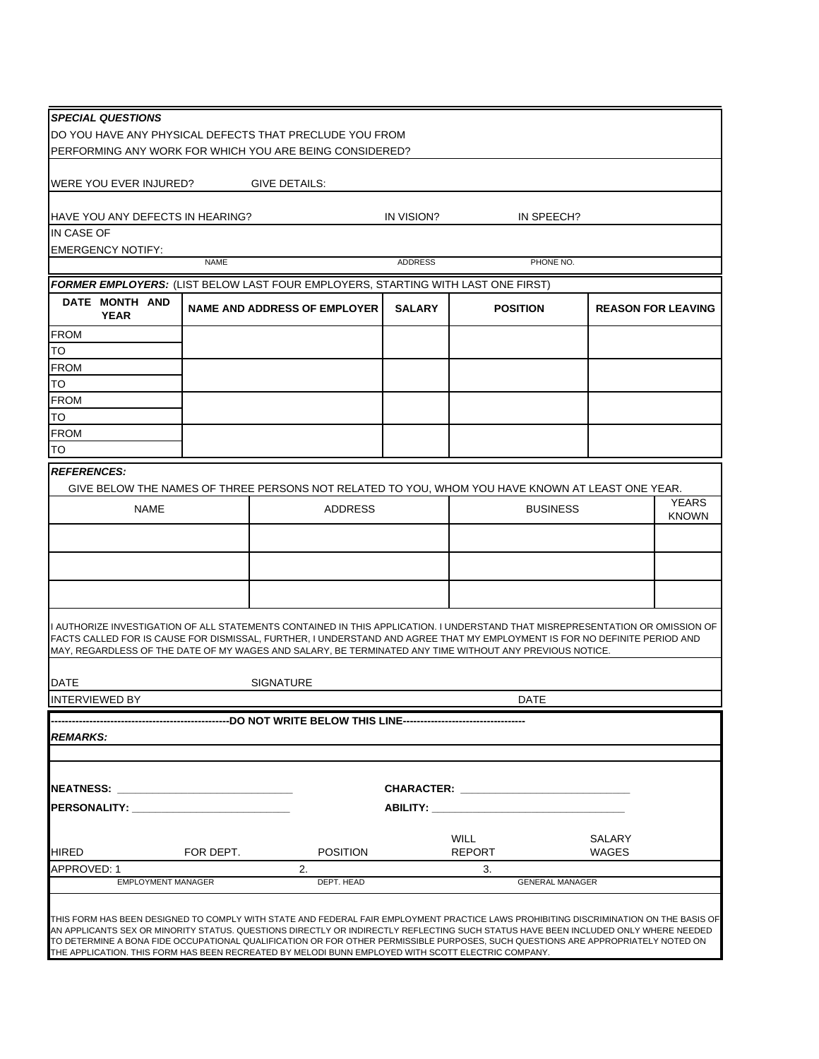***SPECIAL QUESTIONS***

DO YOU HAVE ANY PHYSICAL DEFECTS THAT PRECLUDE YOU FROM PERFORMING ANY WORK FOR WHICH YOU ARE BEING CONSIDERED?

WERE YOU EVER INJURED? GIVE DETAILS:

HAVE YOU ANY DEFECTS IN HEARING? IN VISION? IN SPEECH?

IN CASE OF EMERGENCY NOTIFY:

| NAME | ADDRESS | PHONE NO. |
|---|---|---|
| | | |

***FORMER EMPLOYERS:*** (LIST BELOW LAST FOUR EMPLOYERS, STARTING WITH LAST ONE FIRST)

| DATE MONTH AND YEAR | NAME AND ADDRESS OF EMPLOYER | SALARY | POSITION | REASON FOR LEAVING |
|---|---|---|---|---|
| FROM | | | | |
| TO | | | | |
| FROM | | | | |
| TO | | | | |
| FROM | | | | |
| TO | | | | |
| FROM | | | | |
| TO | | | | |

***REFERENCES:***

GIVE BELOW THE NAMES OF THREE PERSONS NOT RELATED TO YOU, WHOM YOU HAVE KNOWN AT LEAST ONE YEAR.

| NAME | ADDRESS | BUSINESS | YEARS KNOWN |
|---|---|---|---|
| | | | |
| | | | |
| | | | |

I AUTHORIZE INVESTIGATION OF ALL STATEMENTS CONTAINED IN THIS APPLICATION. I UNDERSTAND THAT MISREPRESENTATION OR OMISSION OF FACTS CALLED FOR IS CAUSE FOR DISMISSAL, FURTHER, I UNDERSTAND AND AGREE THAT MY EMPLOYMENT IS FOR NO DEFINITE PERIOD AND MAY, REGARDLESS OF THE DATE OF MY WAGES AND SALARY, BE TERMINATED ANY TIME WITHOUT ANY PREVIOUS NOTICE.

DATE SIGNATURE

INTERVIEWED BY DATE

---------------------------------------------------**DO NOT WRITE BELOW THIS LINE**-----------------------------------

***REMARKS:***

**NEATNESS:** ____________________________ **CHARACTER:** ____________________________

**PERSONALITY:** __________________________ **ABILITY:** ________________________________

HIRED FOR DEPT. POSITION WILL REPORT SALARY WAGES

APPROVED: 1 (EMPLOYMENT MANAGER) 2. (DEPT. HEAD) 3. (GENERAL MANAGER)

THIS FORM HAS BEEN DESIGNED TO COMPLY WITH STATE AND FEDERAL FAIR EMPLOYMENT PRACTICE LAWS PROHIBITING DISCRIMINATION ON THE BASIS OF AN APPLICANTS SEX OR MINORITY STATUS. QUESTIONS DIRECTLY OR INDIRECTLY REFLECTING SUCH STATUS HAVE BEEN INCLUDED ONLY WHERE NEEDED TO DETERMINE A BONA FIDE OCCUPATIONAL QUALIFICATION OR FOR OTHER PERMISSIBLE PURPOSES, SUCH QUESTIONS ARE APPROPRIATELY NOTED ON THE APPLICATION. THIS FORM HAS BEEN RECREATED BY MELODI BUNN EMPLOYED WITH SCOTT ELECTRIC COMPANY.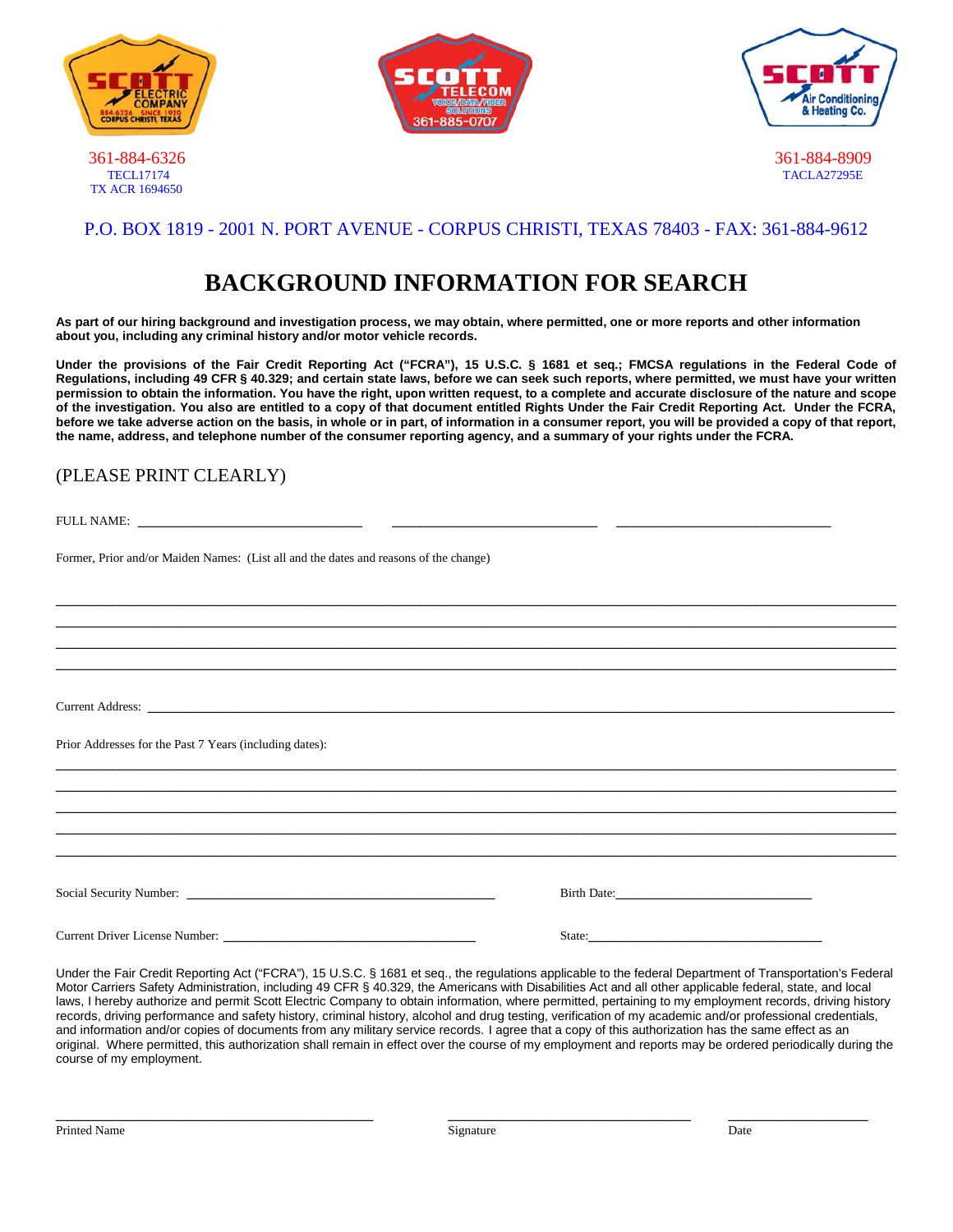SCOTT ELECTRIC COMPANY 884-6326 SINCE 1920 CORPUS CHRISTI, TEXAS

361-884-6326
TECL17174
TX ACR 1694650

SCOTT TELECOM VOICE/DATA/FIBER SOLUTIONS 361-885-0707

SCOTT Air Conditioning & Heating Co.

361-884-8909
TACLA27295E

P.O. BOX 1819 - 2001 N. PORT AVENUE - CORPUS CHRISTI, TEXAS 78403 - FAX: 361-884-9612

# BACKGROUND INFORMATION FOR SEARCH

**As part of our hiring background and investigation process, we may obtain, where permitted, one or more reports and other information about you, including any criminal history and/or motor vehicle records.**

**Under the provisions of the Fair Credit Reporting Act ("FCRA"), 15 U.S.C. § 1681 et seq.; FMCSA regulations in the Federal Code of Regulations, including 49 CFR § 40.329; and certain state laws, before we can seek such reports, where permitted, we must have your written permission to obtain the information. You have the right, upon written request, to a complete and accurate disclosure of the nature and scope of the investigation. You also are entitled to a copy of that document entitled Rights Under the Fair Credit Reporting Act. Under the FCRA, before we take adverse action on the basis, in whole or in part, of information in a consumer report, you will be provided a copy of that report, the name, address, and telephone number of the consumer reporting agency, and a summary of your rights under the FCRA.**

(PLEASE PRINT CLEARLY)

FULL NAME: ______________________ ______________________ ______________________

Former, Prior and/or Maiden Names: (List all and the dates and reasons of the change)

________________________________________________________________________________

________________________________________________________________________________

________________________________________________________________________________

________________________________________________________________________________

Current Address: ________________________________________________________________

Prior Addresses for the Past 7 Years (including dates):

________________________________________________________________________________

________________________________________________________________________________

________________________________________________________________________________

________________________________________________________________________________

________________________________________________________________________________

Social Security Number: ______________________________ Birth Date: ______________________

Current Driver License Number: ______________________________ State: ______________________

Under the Fair Credit Reporting Act ("FCRA"), 15 U.S.C. § 1681 et seq., the regulations applicable to the federal Department of Transportation's Federal Motor Carriers Safety Administration, including 49 CFR § 40.329, the Americans with Disabilities Act and all other applicable federal, state, and local laws, I hereby authorize and permit Scott Electric Company to obtain information, where permitted, pertaining to my employment records, driving history records, driving performance and safety history, criminal history, alcohol and drug testing, verification of my academic and/or professional credentials, and information and/or copies of documents from any military service records. I agree that a copy of this authorization has the same effect as an original. Where permitted, this authorization shall remain in effect over the course of my employment and reports may be ordered periodically during the course of my employment.

______________________________ ______________________________ ______________________

Printed Name Signature Date